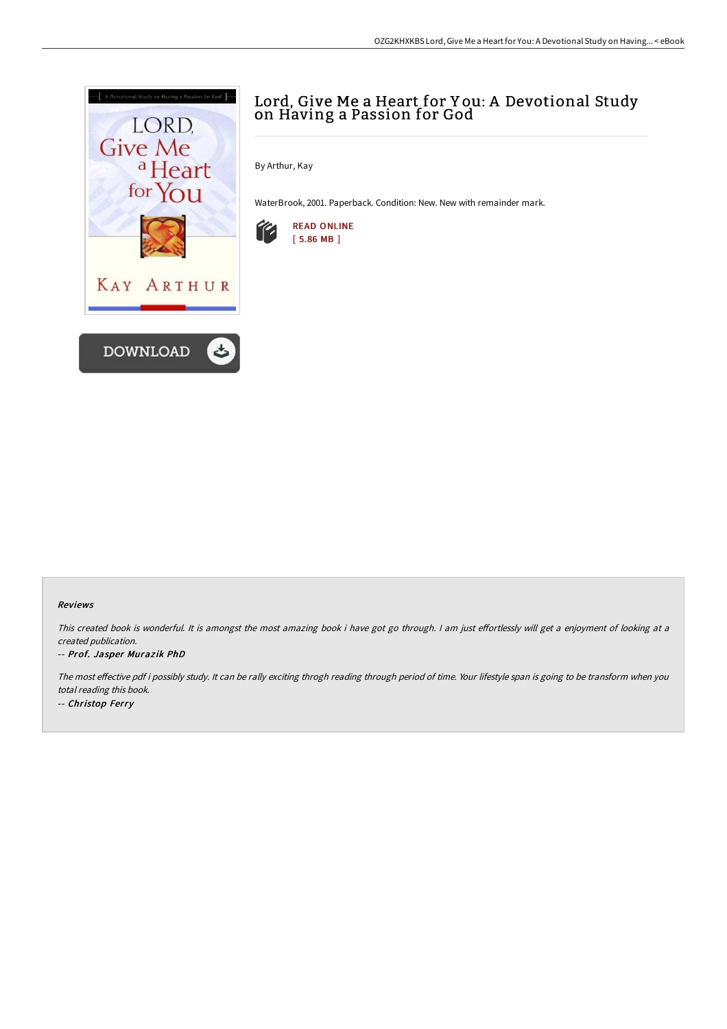# Lord, Give Me a Heart for You: A Devotional Study on Having a Passion for God

By Arthur, Kay

WaterBrook, 2001. Paperback. Condition: New. New with remainder mark.

READ ONLINE
[ 5.86 MB ]

#### Reviews

*This created book is wonderful. It is amongst the most amazing book i have got go through. I am just effortlessly will get a enjoyment of looking at a created publication.*

*-- Prof. Jasper Murazik PhD*

*The most effective pdf i possibly study. It can be rally exciting throgh reading through period of time. Your lifestyle span is going to be transform when you total reading this book.*

*-- Christop Ferry*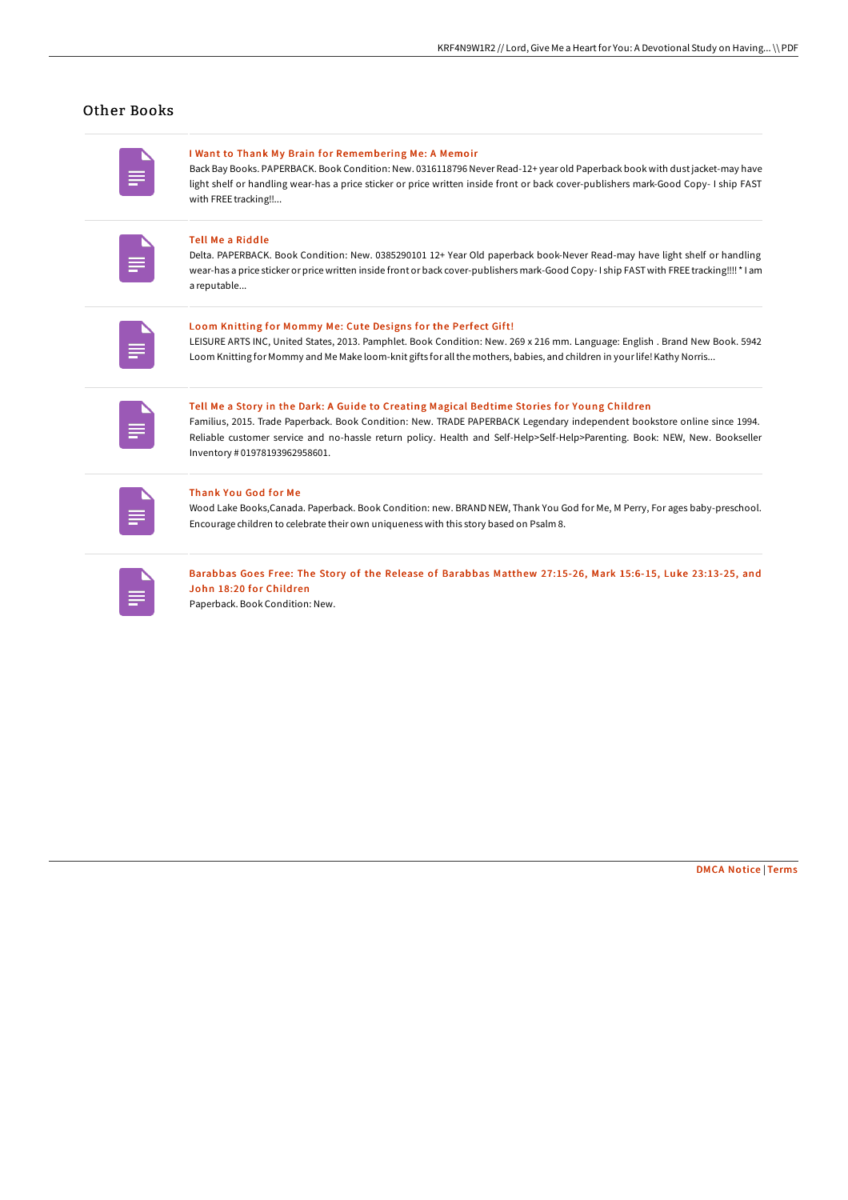## Other Books

### I Want to Thank My Brain for Remembering Me: A Memoir

Back Bay Books. PAPERBACK. Book Condition: New. 0316118796 Never Read-12+ year old Paperback book with dust jacket-may have light shelf or handling wear-has a price sticker or price written inside front or back cover-publishers mark-Good Copy- I ship FAST with FREE tracking!!...

### Tell Me a Riddle

Delta. PAPERBACK. Book Condition: New. 0385290101 12+ Year Old paperback book-Never Read-may have light shelf or handling wear-has a price sticker or price written inside front or back cover-publishers mark-Good Copy- I ship FAST with FREE tracking!!!! * I am a reputable...

### Loom Knitting for Mommy Me: Cute Designs for the Perfect Gift!

LEISURE ARTS INC, United States, 2013. Pamphlet. Book Condition: New. 269 x 216 mm. Language: English . Brand New Book. 5942 Loom Knitting for Mommy and Me Make loom-knit gifts for all the mothers, babies, and children in your life! Kathy Norris...

### Tell Me a Story in the Dark: A Guide to Creating Magical Bedtime Stories for Young Children

Familius, 2015. Trade Paperback. Book Condition: New. TRADE PAPERBACK Legendary independent bookstore online since 1994. Reliable customer service and no-hassle return policy. Health and Self-Help>Self-Help>Parenting. Book: NEW, New. Bookseller Inventory # 01978193962958601.

### Thank You God for Me

Wood Lake Books,Canada. Paperback. Book Condition: new. BRAND NEW, Thank You God for Me, M Perry, For ages baby-preschool. Encourage children to celebrate their own uniqueness with this story based on Psalm 8.

### Barabbas Goes Free: The Story of the Release of Barabbas Matthew 27:15-26, Mark 15:6-15, Luke 23:13-25, and John 18:20 for Children

Paperback. Book Condition: New.

DMCA Notice | Terms